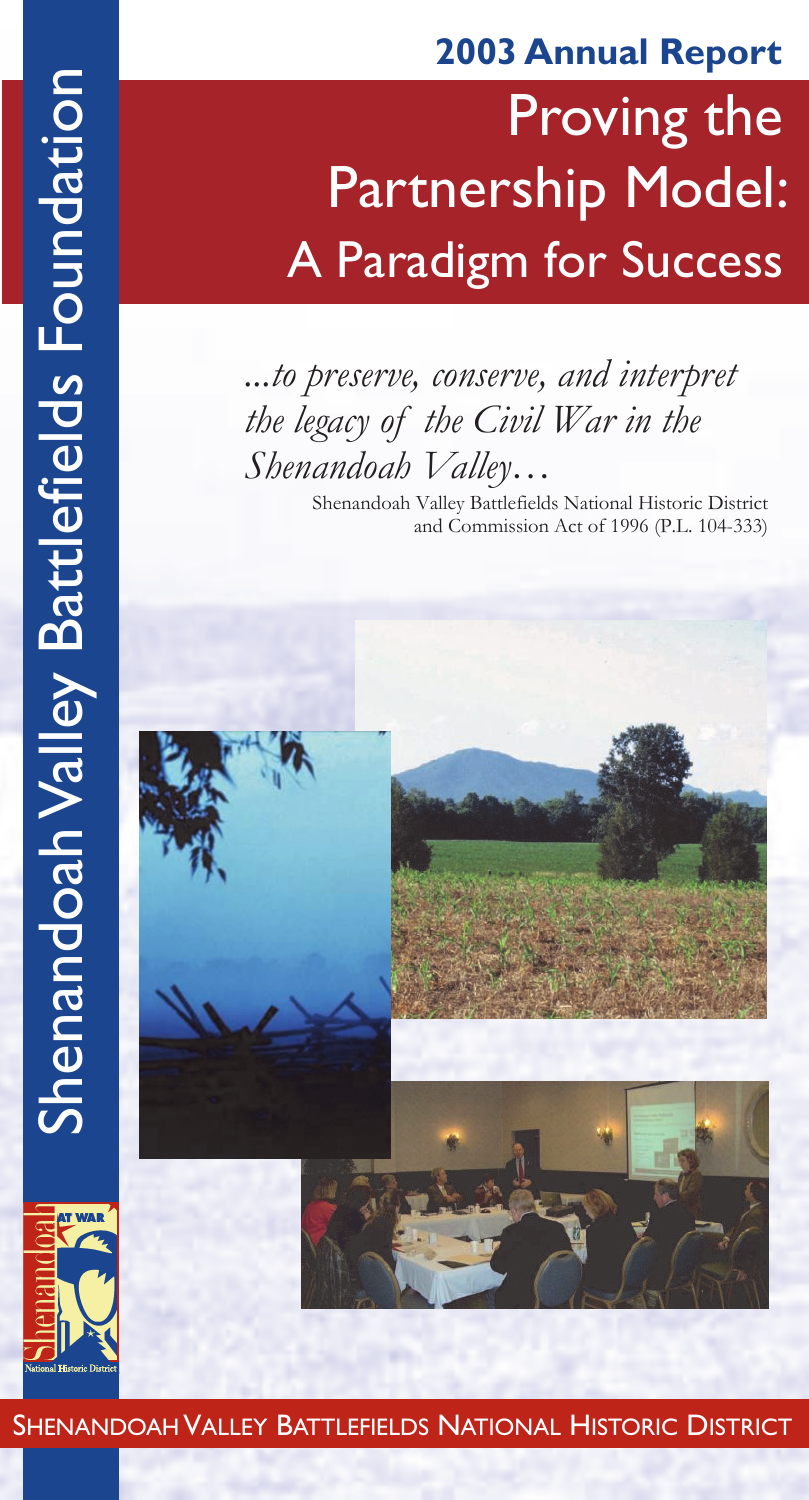# Shenandoah Valley Battlefields Foundation

## 2003 Annual Report

# Proving the Partnership Model: A Paradigm for Success

*...to preserve, conserve, and interpret the legacy of the Civil War in the Shenandoah Valley…*

Shenandoah Valley Battlefields National Historic District and Commission Act of 1996 (P.L. 104-333)

SHENANDOAH VALLEY BATTLEFIELDS NATIONAL HISTORIC DISTRICT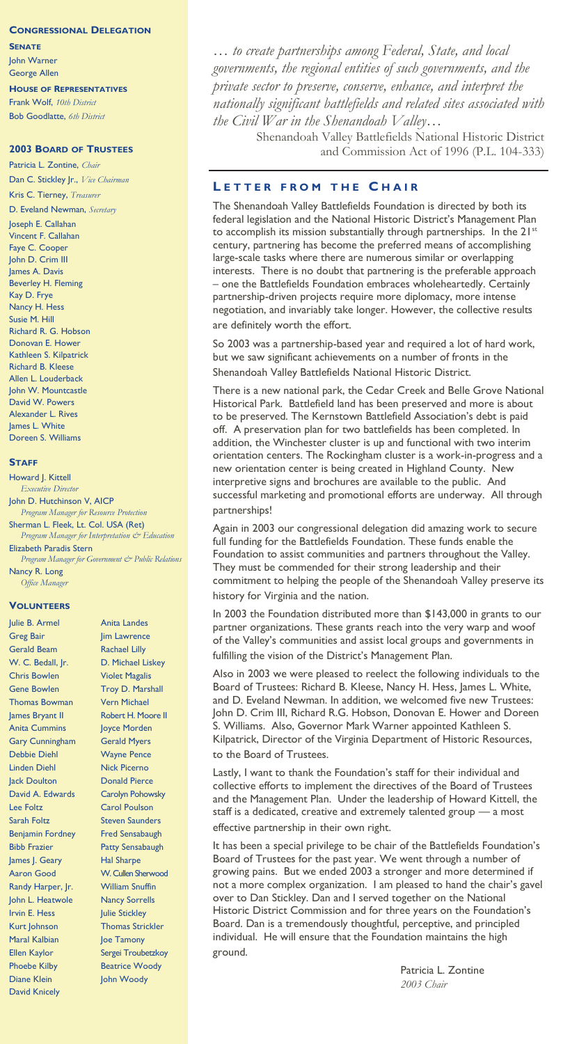## Congressional Delegation

**Senate**

John Warner
George Allen

**House of Representatives**

Frank Wolf, *10th District*
Bob Goodlatte, *6th District*

## 2003 Board of Trustees

Patricia L. Zontine, *Chair*
Dan C. Stickley Jr., *Vice Chairman*
Kris C. Tierney, *Treasurer*
D. Eveland Newman, *Secretary*
Joseph E. Callahan
Vincent F. Callahan
Faye C. Cooper
John D. Crim III
James A. Davis
Beverley H. Fleming
Kay D. Frye
Nancy H. Hess
Susie M. Hill
Richard R. G. Hobson
Donovan E. Hower
Kathleen S. Kilpatrick
Richard B. Kleese
Allen L. Louderback
John W. Mountcastle
David W. Powers
Alexander L. Rives
James L. White
Doreen S. Williams

## Staff

Howard J. Kittell
*Executive Director*
John D. Hutchinson V, AICP
*Program Manager for Resource Protection*
Sherman L. Fleek, Lt. Col. USA (Ret)
*Program Manager for Interpretation & Education*
Elizabeth Paradis Stern
*Program Manager for Government & Public Relations*
Nancy R. Long
*Office Manager*

## Volunteers

Julie B. Armel
Greg Bair
Gerald Beam
W. C. Bedall, Jr.
Chris Bowlen
Gene Bowlen
Thomas Bowman
James Bryant II
Anita Cummins
Gary Cunningham
Debbie Diehl
Linden Diehl
Jack Doulton
David A. Edwards
Lee Foltz
Sarah Foltz
Benjamin Fordney
Bibb Frazier
James J. Geary
Aaron Good
Randy Harper, Jr.
John L. Heatwole
Irvin E. Hess
Kurt Johnson
Maral Kalbian
Ellen Kaylor
Phoebe Kilby
Diane Klein
David Knicely
Anita Landes
Jim Lawrence
Rachael Lilly
D. Michael Liskey
Violet Magalis
Troy D. Marshall
Vern Michael
Robert H. Moore II
Joyce Morden
Gerald Myers
Wayne Pence
Nick Picerno
Donald Pierce
Carolyn Pohowsky
Carol Poulson
Steven Saunders
Fred Sensabaugh
Patty Sensabaugh
Hal Sharpe
W. Cullen Sherwood
William Snuffin
Nancy Sorrells
Julie Stickley
Thomas Strickler
Joe Tamony
Sergei Troubetzkoy
Beatrice Woody
John Woody

*… to create partnerships among Federal, State, and local governments, the regional entities of such governments, and the private sector to preserve, conserve, enhance, and interpret the nationally significant battlefields and related sites associated with the Civil War in the Shenandoah Valley…*

Shenandoah Valley Battlefields National Historic District and Commission Act of 1996 (P.L. 104-333)

## Letter from the Chair

The Shenandoah Valley Battlefields Foundation is directed by both its federal legislation and the National Historic District's Management Plan to accomplish its mission substantially through partnerships. In the 21st century, partnering has become the preferred means of accomplishing large-scale tasks where there are numerous similar or overlapping interests. There is no doubt that partnering is the preferable approach – one the Battlefields Foundation embraces wholeheartedly. Certainly partnership-driven projects require more diplomacy, more intense negotiation, and invariably take longer. However, the collective results are definitely worth the effort.

So 2003 was a partnership-based year and required a lot of hard work, but we saw significant achievements on a number of fronts in the Shenandoah Valley Battlefields National Historic District.

There is a new national park, the Cedar Creek and Belle Grove National Historical Park. Battlefield land has been preserved and more is about to be preserved. The Kernstown Battlefield Association's debt is paid off. A preservation plan for two battlefields has been completed. In addition, the Winchester cluster is up and functional with two interim orientation centers. The Rockingham cluster is a work-in-progress and a new orientation center is being created in Highland County. New interpretive signs and brochures are available to the public. And successful marketing and promotional efforts are underway. All through partnerships!

Again in 2003 our congressional delegation did amazing work to secure full funding for the Battlefields Foundation. These funds enable the Foundation to assist communities and partners throughout the Valley. They must be commended for their strong leadership and their commitment to helping the people of the Shenandoah Valley preserve its history for Virginia and the nation.

In 2003 the Foundation distributed more than $143,000 in grants to our partner organizations. These grants reach into the very warp and woof of the Valley's communities and assist local groups and governments in fulfilling the vision of the District's Management Plan.

Also in 2003 we were pleased to reelect the following individuals to the Board of Trustees: Richard B. Kleese, Nancy H. Hess, James L. White, and D. Eveland Newman. In addition, we welcomed five new Trustees: John D. Crim III, Richard R.G. Hobson, Donovan E. Hower and Doreen S. Williams. Also, Governor Mark Warner appointed Kathleen S. Kilpatrick, Director of the Virginia Department of Historic Resources, to the Board of Trustees.

Lastly, I want to thank the Foundation's staff for their individual and collective efforts to implement the directives of the Board of Trustees and the Management Plan. Under the leadership of Howard Kittell, the staff is a dedicated, creative and extremely talented group — a most effective partnership in their own right.

It has been a special privilege to be chair of the Battlefields Foundation's Board of Trustees for the past year. We went through a number of growing pains. But we ended 2003 a stronger and more determined if not a more complex organization. I am pleased to hand the chair's gavel over to Dan Stickley. Dan and I served together on the National Historic District Commission and for three years on the Foundation's Board. Dan is a tremendously thoughtful, perceptive, and principled individual. He will ensure that the Foundation maintains the high ground.

Patricia L. Zontine
*2003 Chair*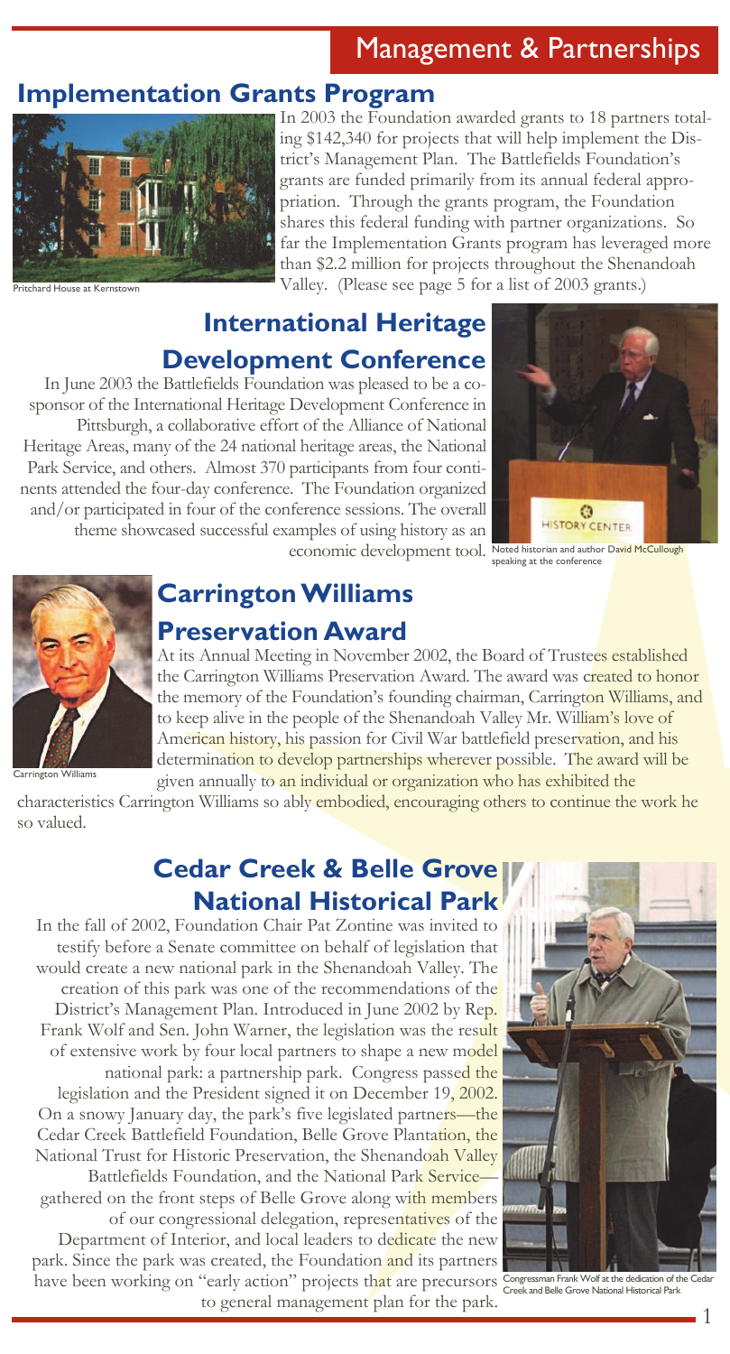# Management & Partnerships

## Implementation Grants Program

Pritchard House at Kernstown

In 2003 the Foundation awarded grants to 18 partners totaling $142,340 for projects that will help implement the District's Management Plan. The Battlefields Foundation's grants are funded primarily from its annual federal appropriation. Through the grants program, the Foundation shares this federal funding with partner organizations. So far the Implementation Grants program has leveraged more than $2.2 million for projects throughout the Shenandoah Valley. (Please see page 5 for a list of 2003 grants.)

## International Heritage Development Conference

In June 2003 the Battlefields Foundation was pleased to be a co-sponsor of the International Heritage Development Conference in Pittsburgh, a collaborative effort of the Alliance of National Heritage Areas, many of the 24 national heritage areas, the National Park Service, and others. Almost 370 participants from four continents attended the four-day conference. The Foundation organized and/or participated in four of the conference sessions. The overall theme showcased successful examples of using history as an economic development tool.

Noted historian and author David McCullough speaking at the conference

## Carrington Williams Preservation Award

Carrington Williams

At its Annual Meeting in November 2002, the Board of Trustees established the Carrington Williams Preservation Award. The award was created to honor the memory of the Foundation's founding chairman, Carrington Williams, and to keep alive in the people of the Shenandoah Valley Mr. William's love of American history, his passion for Civil War battlefield preservation, and his determination to develop partnerships wherever possible. The award will be given annually to an individual or organization who has exhibited the characteristics Carrington Williams so ably embodied, encouraging others to continue the work he so valued.

## Cedar Creek & Belle Grove National Historical Park

In the fall of 2002, Foundation Chair Pat Zontine was invited to testify before a Senate committee on behalf of legislation that would create a new national park in the Shenandoah Valley. The creation of this park was one of the recommendations of the District's Management Plan. Introduced in June 2002 by Rep. Frank Wolf and Sen. John Warner, the legislation was the result of extensive work by four local partners to shape a new model national park: a partnership park. Congress passed the legislation and the President signed it on December 19, 2002. On a snowy January day, the park's five legislated partners—the Cedar Creek Battlefield Foundation, Belle Grove Plantation, the National Trust for Historic Preservation, the Shenandoah Valley Battlefields Foundation, and the National Park Service—gathered on the front steps of Belle Grove along with members of our congressional delegation, representatives of the Department of Interior, and local leaders to dedicate the new park. Since the park was created, the Foundation and its partners have been working on "early action" projects that are precursors to general management plan for the park.

Congressman Frank Wolf at the dedication of the Cedar Creek and Belle Grove National Historical Park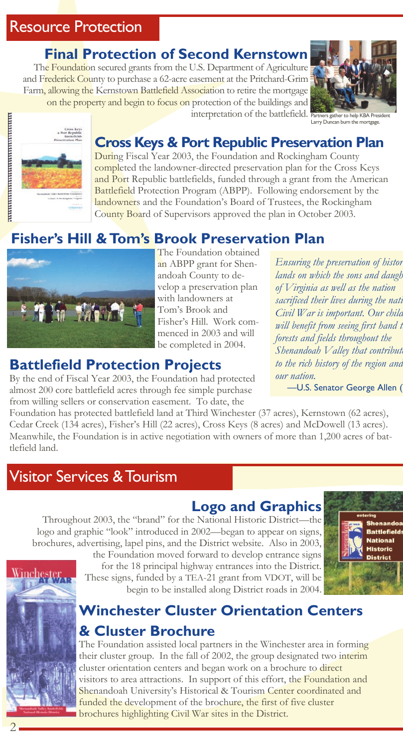## Resource Protection

### Final Protection of Second Kernstown

The Foundation secured grants from the U.S. Department of Agriculture and Frederick County to purchase a 62-acre easement at the Pritchard-Grim Farm, allowing the Kernstown Battlefield Association to retire the mortgage on the property and begin to focus on protection of the buildings and interpretation of the battlefield.

Partners gather to help KBA President Larry Duncan burn the mortgage.

### Cross Keys & Port Republic Preservation Plan

During Fiscal Year 2003, the Foundation and Rockingham County completed the landowner-directed preservation plan for the Cross Keys and Port Republic battlefields, funded through a grant from the American Battlefield Protection Program (ABPP). Following endorsement by the landowners and the Foundation's Board of Trustees, the Rockingham County Board of Supervisors approved the plan in October 2003.

### Fisher's Hill & Tom's Brook Preservation Plan

The Foundation obtained an ABPP grant for Shenandoah County to develop a preservation plan with landowners at Tom's Brook and Fisher's Hill. Work commenced in 2003 and will be completed in 2004.

*Ensuring the preservation of histor lands on which the sons and daugh of Virginia as well as the nation sacrificed their lives during the nati Civil War is important. Our child will benefit from seeing first hand t forests and fields throughout the Shenandoah Valley that contribut to the rich history of the region and our nation.*

—U.S. Senator George Allen (

### Battlefield Protection Projects

By the end of Fiscal Year 2003, the Foundation had protected almost 200 core battlefield acres through fee simple purchase from willing sellers or conservation easement. To date, the Foundation has protected battlefield land at Third Winchester (37 acres), Kernstown (62 acres), Cedar Creek (134 acres), Fisher's Hill (22 acres), Cross Keys (8 acres) and McDowell (13 acres). Meanwhile, the Foundation is in active negotiation with owners of more than 1,200 acres of battlefield land.

## Visitor Services & Tourism

### Logo and Graphics

Throughout 2003, the "brand" for the National Historic District—the logo and graphic "look" introduced in 2002—began to appear on signs, brochures, advertising, lapel pins, and the District website. Also in 2003, the Foundation moved forward to develop entrance signs for the 18 principal highway entrances into the District. These signs, funded by a TEA-21 grant from VDOT, will be begin to be installed along District roads in 2004.

### Winchester Cluster Orientation Centers & Cluster Brochure

The Foundation assisted local partners in the Winchester area in forming their cluster group. In the fall of 2002, the group designated two interim cluster orientation centers and began work on a brochure to direct visitors to area attractions. In support of this effort, the Foundation and Shenandoah University's Historical & Tourism Center coordinated and funded the development of the brochure, the first of five cluster brochures highlighting Civil War sites in the District.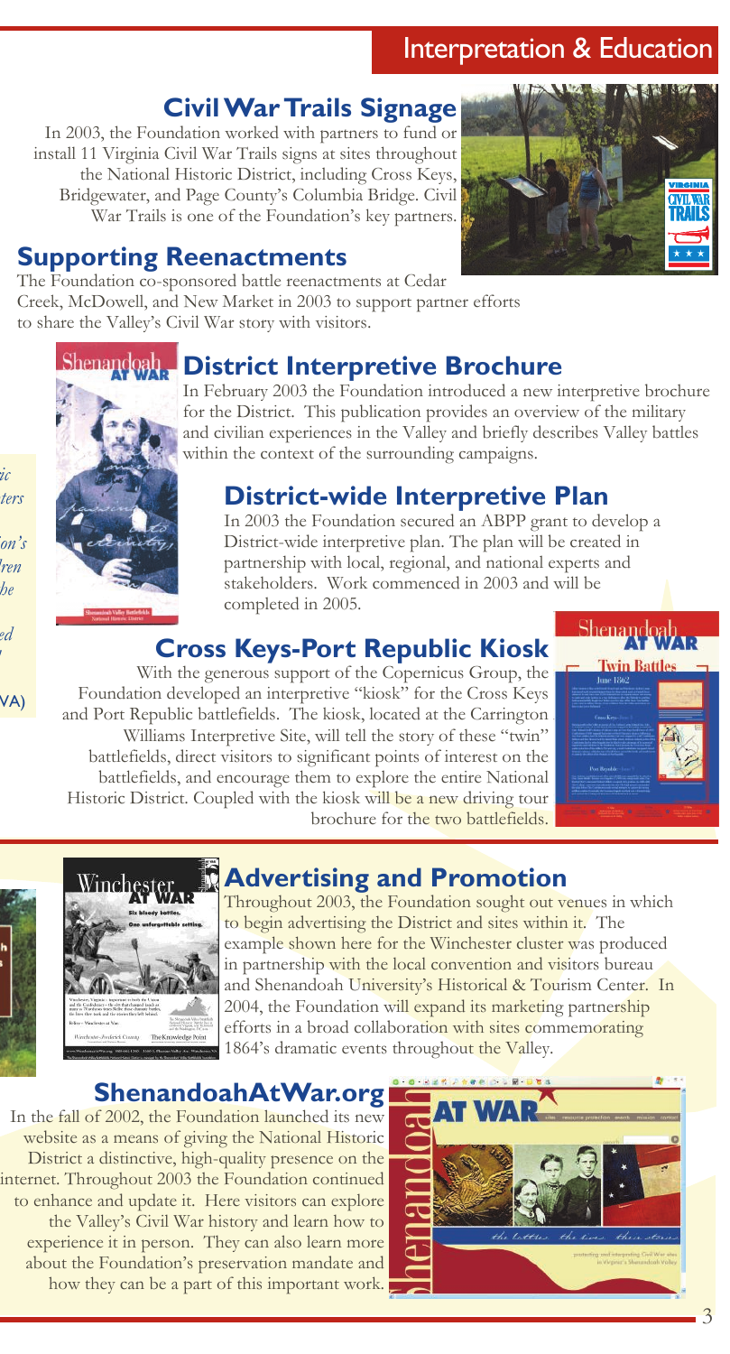# Interpretation & Education

## Civil War Trails Signage

In 2003, the Foundation worked with partners to fund or install 11 Virginia Civil War Trails signs at sites throughout the National Historic District, including Cross Keys, Bridgewater, and Page County's Columbia Bridge. Civil War Trails is one of the Foundation's key partners.

## Supporting Reenactments

The Foundation co-sponsored battle reenactments at Cedar Creek, McDowell, and New Market in 2003 to support partner efforts to share the Valley's Civil War story with visitors.

## District Interpretive Brochure

In February 2003 the Foundation introduced a new interpretive brochure for the District. This publication provides an overview of the military and civilian experiences in the Valley and briefly describes Valley battles within the context of the surrounding campaigns.

## District-wide Interpretive Plan

In 2003 the Foundation secured an ABPP grant to develop a District-wide interpretive plan. The plan will be created in partnership with local, regional, and national experts and stakeholders. Work commenced in 2003 and will be completed in 2005.

## Cross Keys-Port Republic Kiosk

With the generous support of the Copernicus Group, the Foundation developed an interpretive "kiosk" for the Cross Keys and Port Republic battlefields. The kiosk, located at the Carrington Williams Interpretive Site, will tell the story of these "twin" battlefields, direct visitors to significant points of interest on the battlefields, and encourage them to explore the entire National Historic District. Coupled with the kiosk will be a new driving tour brochure for the two battlefields.

## Advertising and Promotion

Throughout 2003, the Foundation sought out venues in which to begin advertising the District and sites within it. The example shown here for the Winchester cluster was produced in partnership with the local convention and visitors bureau and Shenandoah University's Historical & Tourism Center. In 2004, the Foundation will expand its marketing partnership efforts in a broad collaboration with sites commemorating 1864's dramatic events throughout the Valley.

## ShenandoahAtWar.org

In the fall of 2002, the Foundation launched its new website as a means of giving the National Historic District a distinctive, high-quality presence on the internet. Throughout 2003 the Foundation continued to enhance and update it. Here visitors can explore the Valley's Civil War history and learn how to experience it in person. They can also learn more about the Foundation's preservation mandate and how they can be a part of this important work.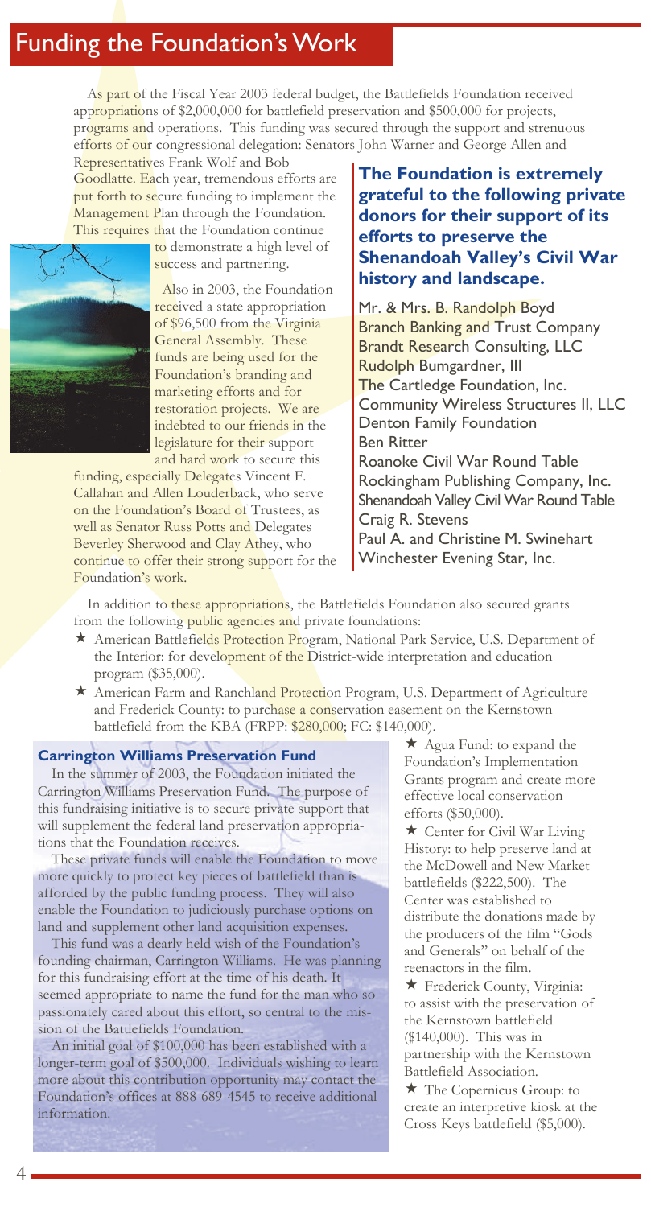## Funding the Foundation's Work

As part of the Fiscal Year 2003 federal budget, the Battlefields Foundation received appropriations of $2,000,000 for battlefield preservation and $500,000 for projects, programs and operations. This funding was secured through the support and strenuous efforts of our congressional delegation: Senators John Warner and George Allen and Representatives Frank Wolf and Bob Goodlatte. Each year, tremendous efforts are put forth to secure funding to implement the Management Plan through the Foundation. This requires that the Foundation continue to demonstrate a high level of success and partnering.

Also in 2003, the Foundation received a state appropriation of $96,500 from the Virginia General Assembly. These funds are being used for the Foundation's branding and marketing efforts and for restoration projects. We are indebted to our friends in the legislature for their support and hard work to secure this funding, especially Delegates Vincent F. Callahan and Allen Louderback, who serve on the Foundation's Board of Trustees, as well as Senator Russ Potts and Delegates Beverley Sherwood and Clay Athey, who continue to offer their strong support for the Foundation's work.

**The Foundation is extremely grateful to the following private donors for their support of its efforts to preserve the Shenandoah Valley's Civil War history and landscape.**

Mr. & Mrs. B. Randolph Boyd
Branch Banking and Trust Company
Brandt Research Consulting, LLC
Rudolph Bumgardner, III
The Cartledge Foundation, Inc.
Community Wireless Structures II, LLC
Denton Family Foundation
Ben Ritter
Roanoke Civil War Round Table
Rockingham Publishing Company, Inc.
Shenandoah Valley Civil War Round Table
Craig R. Stevens
Paul A. and Christine M. Swinehart
Winchester Evening Star, Inc.

In addition to these appropriations, the Battlefields Foundation also secured grants from the following public agencies and private foundations:

- ★ American Battlefields Protection Program, National Park Service, U.S. Department of the Interior: for development of the District-wide interpretation and education program ($35,000).
- ★ American Farm and Ranchland Protection Program, U.S. Department of Agriculture and Frederick County: to purchase a conservation easement on the Kernstown battlefield from the KBA (FRPP: $280,000; FC: $140,000).
- ★ Agua Fund: to expand the Foundation's Implementation Grants program and create more effective local conservation efforts ($50,000).
- ★ Center for Civil War Living History: to help preserve land at the McDowell and New Market battlefields ($222,500). The Center was established to distribute the donations made by the producers of the film "Gods and Generals" on behalf of the reenactors in the film.
- ★ Frederick County, Virginia: to assist with the preservation of the Kernstown battlefield ($140,000). This was in partnership with the Kernstown Battlefield Association.
- ★ The Copernicus Group: to create an interpretive kiosk at the Cross Keys battlefield ($5,000).

### Carrington Williams Preservation Fund

In the summer of 2003, the Foundation initiated the Carrington Williams Preservation Fund. The purpose of this fundraising initiative is to secure private support that will supplement the federal land preservation appropriations that the Foundation receives.

These private funds will enable the Foundation to move more quickly to protect key pieces of battlefield than is afforded by the public funding process. They will also enable the Foundation to judiciously purchase options on land and supplement other land acquisition expenses.

This fund was a dearly held wish of the Foundation's founding chairman, Carrington Williams. He was planning for this fundraising effort at the time of his death. It seemed appropriate to name the fund for the man who so passionately cared about this effort, so central to the mission of the Battlefields Foundation.

An initial goal of $100,000 has been established with a longer-term goal of $500,000. Individuals wishing to learn more about this contribution opportunity may contact the Foundation's offices at 888-689-4545 to receive additional information.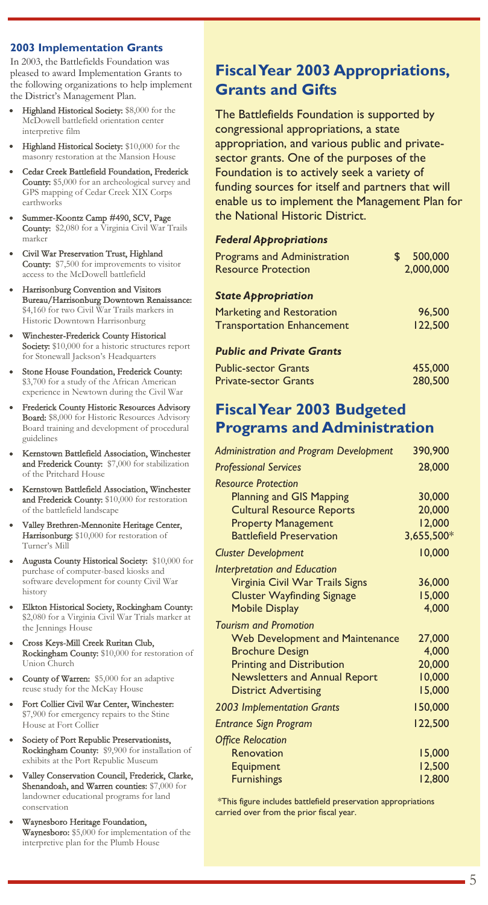## 2003 Implementation Grants

In 2003, the Battlefields Foundation was pleased to award Implementation Grants to the following organizations to help implement the District's Management Plan.

- **Highland Historical Society:** $8,000 for the McDowell battlefield orientation center interpretive film
- **Highland Historical Society:** $10,000 for the masonry restoration at the Mansion House
- **Cedar Creek Battlefield Foundation, Frederick County:** $5,000 for an archeological survey and GPS mapping of Cedar Creek XIX Corps earthworks
- **Summer-Koontz Camp #490, SCV, Page County:** $2,080 for a Virginia Civil War Trails marker
- **Civil War Preservation Trust, Highland County:** $7,500 for improvements to visitor access to the McDowell battlefield
- **Harrisonburg Convention and Visitors Bureau/Harrisonburg Downtown Renaissance:** $4,160 for two Civil War Trails markers in Historic Downtown Harrisonburg
- **Winchester-Frederick County Historical Society:** $10,000 for a historic structures report for Stonewall Jackson's Headquarters
- **Stone House Foundation, Frederick County:** $3,700 for a study of the African American experience in Newtown during the Civil War
- **Frederick County Historic Resources Advisory Board:** $8,000 for Historic Resources Advisory Board training and development of procedural guidelines
- **Kernstown Battlefield Association, Winchester and Frederick County:** $7,000 for stabilization of the Pritchard House
- **Kernstown Battlefield Association, Winchester and Frederick County:** $10,000 for restoration of the battlefield landscape
- **Valley Brethren-Mennonite Heritage Center, Harrisonburg:** $10,000 for restoration of Turner's Mill
- **Augusta County Historical Society:** $10,000 for purchase of computer-based kiosks and software development for county Civil War history
- **Elkton Historical Society, Rockingham County:** $2,080 for a Virginia Civil War Trials marker at the Jennings House
- **Cross Keys-Mill Creek Ruritan Club, Rockingham County:** $10,000 for restoration of Union Church
- **County of Warren:** $5,000 for an adaptive reuse study for the McKay House
- **Fort Collier Civil War Center, Winchester:** $7,900 for emergency repairs to the Stine House at Fort Collier
- **Society of Port Republic Preservationists, Rockingham County:** $9,900 for installation of exhibits at the Port Republic Museum
- **Valley Conservation Council, Frederick, Clarke, Shenandoah, and Warren counties:** $7,000 for landowner educational programs for land conservation
- **Waynesboro Heritage Foundation, Waynesboro:** $5,000 for implementation of the interpretive plan for the Plumb House

# Fiscal Year 2003 Appropriations, Grants and Gifts

The Battlefields Foundation is supported by congressional appropriations, a state appropriation, and various public and private-sector grants. One of the purposes of the Foundation is to actively seek a variety of funding sources for itself and partners that will enable us to implement the Management Plan for the National Historic District.

| | |
|---|---|
| ***Federal Appropriations*** | |
| Programs and Administration | $ 500,000 |
| Resource Protection | 2,000,000 |
| ***State Appropriation*** | |
| Marketing and Restoration | 96,500 |
| Transportation Enhancement | 122,500 |
| ***Public and Private Grants*** | |
| Public-sector Grants | 455,000 |
| Private-sector Grants | 280,500 |

# Fiscal Year 2003 Budgeted Programs and Administration

| | |
|---|---|
| *Administration and Program Development* | 390,900 |
| *Professional Services* | 28,000 |
| *Resource Protection* | |
| Planning and GIS Mapping | 30,000 |
| Cultural Resource Reports | 20,000 |
| Property Management | 12,000 |
| Battlefield Preservation | 3,655,500* |
| *Cluster Development* | 10,000 |
| *Interpretation and Education* | |
| Virginia Civil War Trails Signs | 36,000 |
| Cluster Wayfinding Signage | 15,000 |
| Mobile Display | 4,000 |
| *Tourism and Promotion* | |
| Web Development and Maintenance | 27,000 |
| Brochure Design | 4,000 |
| Printing and Distribution | 20,000 |
| Newsletters and Annual Report | 10,000 |
| District Advertising | 15,000 |
| *2003 Implementation Grants* | 150,000 |
| *Entrance Sign Program* | 122,500 |
| *Office Relocation* | |
| Renovation | 15,000 |
| Equipment | 12,500 |
| Furnishings | 12,800 |

*This figure includes battlefield preservation appropriations carried over from the prior fiscal year.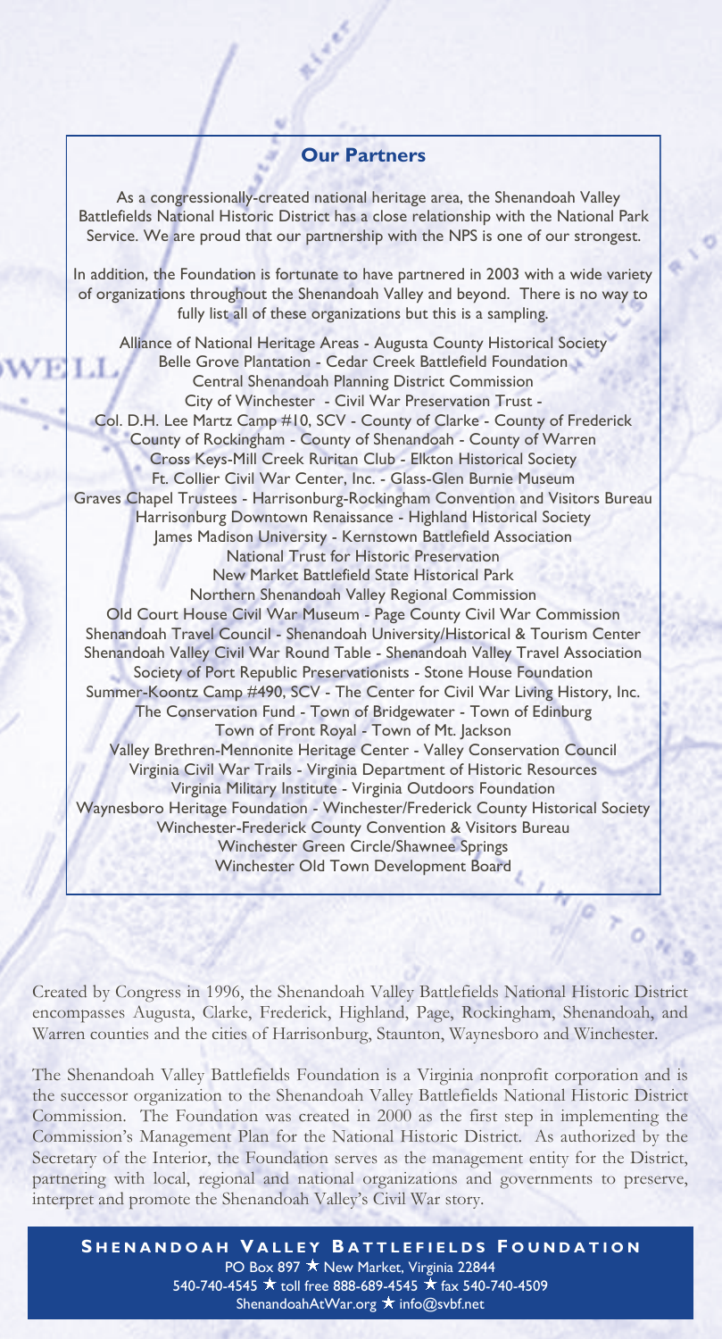## Our Partners

As a congressionally-created national heritage area, the Shenandoah Valley Battlefields National Historic District has a close relationship with the National Park Service. We are proud that our partnership with the NPS is one of our strongest.

In addition, the Foundation is fortunate to have partnered in 2003 with a wide variety of organizations throughout the Shenandoah Valley and beyond. There is no way to fully list all of these organizations but this is a sampling.

Alliance of National Heritage Areas - Augusta County Historical Society
Belle Grove Plantation - Cedar Creek Battlefield Foundation
Central Shenandoah Planning District Commission
City of Winchester - Civil War Preservation Trust -
Col. D.H. Lee Martz Camp #10, SCV - County of Clarke - County of Frederick
County of Rockingham - County of Shenandoah - County of Warren
Cross Keys-Mill Creek Ruritan Club - Elkton Historical Society
Ft. Collier Civil War Center, Inc. - Glass-Glen Burnie Museum
Graves Chapel Trustees - Harrisonburg-Rockingham Convention and Visitors Bureau
Harrisonburg Downtown Renaissance - Highland Historical Society
James Madison University - Kernstown Battlefield Association
National Trust for Historic Preservation
New Market Battlefield State Historical Park
Northern Shenandoah Valley Regional Commission
Old Court House Civil War Museum - Page County Civil War Commission
Shenandoah Travel Council - Shenandoah University/Historical & Tourism Center
Shenandoah Valley Civil War Round Table - Shenandoah Valley Travel Association
Society of Port Republic Preservationists - Stone House Foundation
Summer-Koontz Camp #490, SCV - The Center for Civil War Living History, Inc.
The Conservation Fund - Town of Bridgewater - Town of Edinburg
Town of Front Royal - Town of Mt. Jackson
Valley Brethren-Mennonite Heritage Center - Valley Conservation Council
Virginia Civil War Trails - Virginia Department of Historic Resources
Virginia Military Institute - Virginia Outdoors Foundation
Waynesboro Heritage Foundation - Winchester/Frederick County Historical Society
Winchester-Frederick County Convention & Visitors Bureau
Winchester Green Circle/Shawnee Springs
Winchester Old Town Development Board

Created by Congress in 1996, the Shenandoah Valley Battlefields National Historic District encompasses Augusta, Clarke, Frederick, Highland, Page, Rockingham, Shenandoah, and Warren counties and the cities of Harrisonburg, Staunton, Waynesboro and Winchester.

The Shenandoah Valley Battlefields Foundation is a Virginia nonprofit corporation and is the successor organization to the Shenandoah Valley Battlefields National Historic District Commission. The Foundation was created in 2000 as the first step in implementing the Commission's Management Plan for the National Historic District. As authorized by the Secretary of the Interior, the Foundation serves as the management entity for the District, partnering with local, regional and national organizations and governments to preserve, interpret and promote the Shenandoah Valley's Civil War story.

**SHENANDOAH VALLEY BATTLEFIELDS FOUNDATION**
PO Box 897 ★ New Market, Virginia 22844
540-740-4545 ★ toll free 888-689-4545 ★ fax 540-740-4509
ShenandoahAtWar.org ★ info@svbf.net